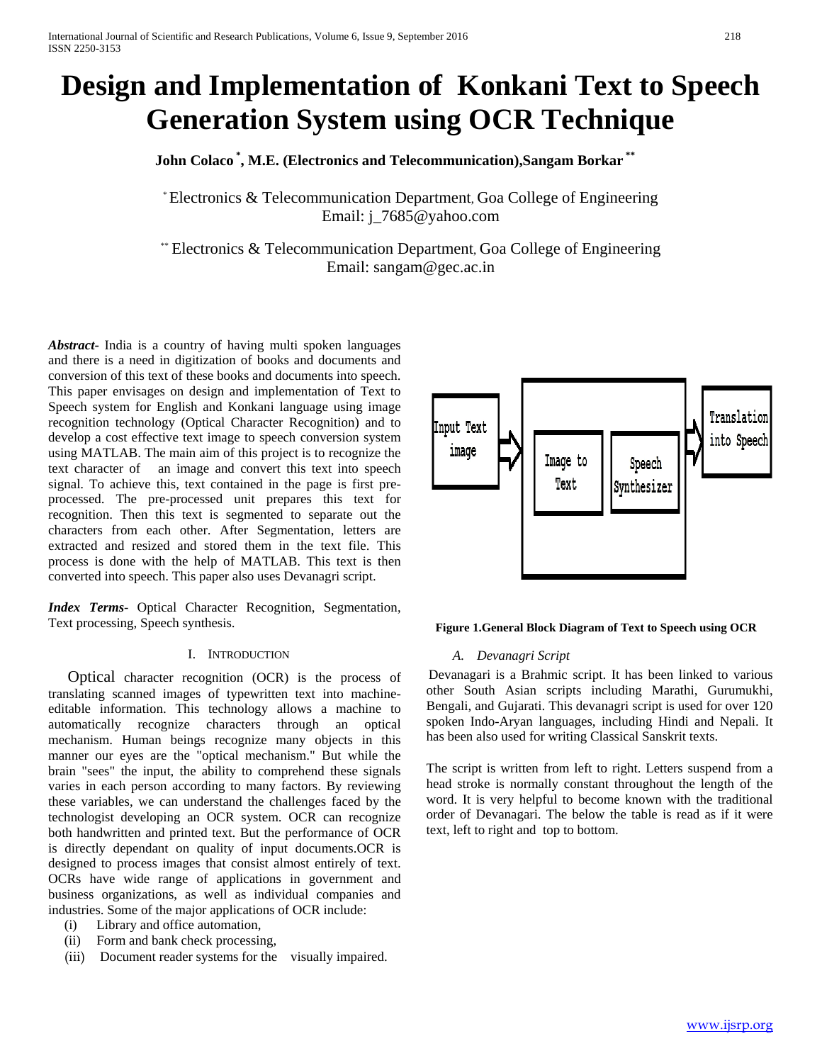# Design and Implementation of Konkani Text to Speech Generation System using OCR Technique

**John Colaco [*], M.E. (Electronics and Telecommunication),Sangam Borkar [**]**

[*] Electronics & Telecommunication Department, Goa College of Engineering
Email: j_7685@yahoo.com

[**] Electronics & Telecommunication Department, Goa College of Engineering
Email: sangam@gec.ac.in

***Abstract***- India is a country of having multi spoken languages and there is a need in digitization of books and documents and conversion of this text of these books and documents into speech. This paper envisages on design and implementation of Text to Speech system for English and Konkani language using image recognition technology (Optical Character Recognition) and to develop a cost effective text image to speech conversion system using MATLAB. The main aim of this project is to recognize the text character of an image and convert this text into speech signal. To achieve this, text contained in the page is first pre-processed. The pre-processed unit prepares this text for recognition. Then this text is segmented to separate out the characters from each other. After Segmentation, letters are extracted and resized and stored them in the text file. This process is done with the help of MATLAB. This text is then converted into speech. This paper also uses Devanagri script.

***Index Terms***- Optical Character Recognition, Segmentation, Text processing, Speech synthesis.

## I. Introduction

Optical character recognition (OCR) is the process of translating scanned images of typewritten text into machine-editable information. This technology allows a machine to automatically recognize characters through an optical mechanism. Human beings recognize many objects in this manner our eyes are the "optical mechanism." But while the brain "sees" the input, the ability to comprehend these signals varies in each person according to many factors. By reviewing these variables, we can understand the challenges faced by the technologist developing an OCR system. OCR can recognize both handwritten and printed text. But the performance of OCR is directly dependant on quality of input documents.OCR is designed to process images that consist almost entirely of text. OCRs have wide range of applications in government and business organizations, as well as individual companies and industries. Some of the major applications of OCR include:

(i) Library and office automation,
(ii) Form and bank check processing,
(iii) Document reader systems for the visually impaired.

Input Text image → Image to Text | Speech Synthesizer → Translation into Speech

**Figure 1.General Block Diagram of Text to Speech using OCR**

### *A. Devanagri Script*

Devanagari is a Brahmic script. It has been linked to various other South Asian scripts including Marathi, Gurumukhi, Bengali, and Gujarati. This devanagri script is used for over 120 spoken Indo-Aryan languages, including Hindi and Nepali. It has been also used for writing Classical Sanskrit texts.

The script is written from left to right. Letters suspend from a head stroke is normally constant throughout the length of the word. It is very helpful to become known with the traditional order of Devanagari. The below the table is read as if it were text, left to right and top to bottom.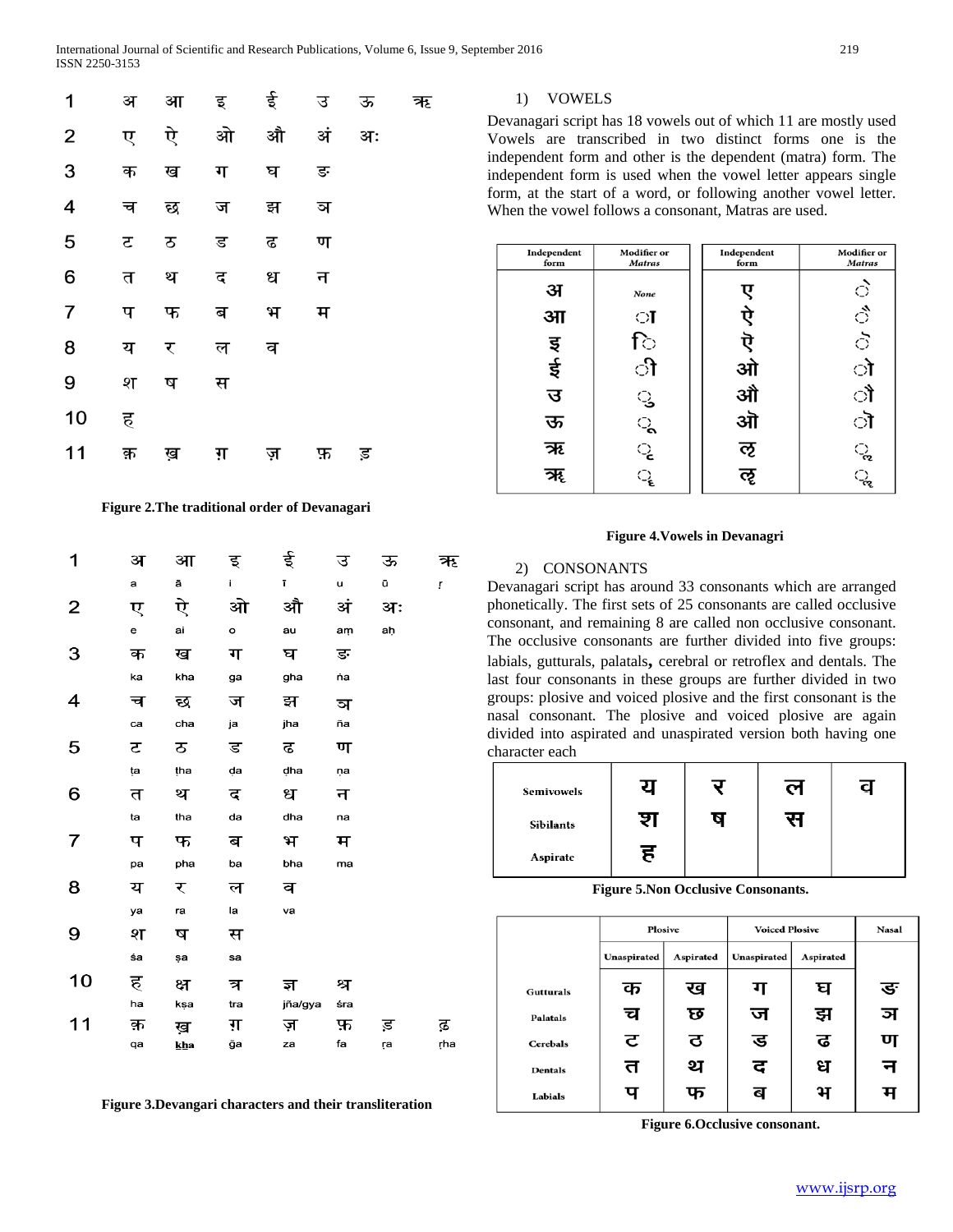| 1 | अ | आ | इ | ई | उ | ऊ | ऋ |
|---|---|---|---|---|---|---|---|
| 2 | ए | ऐ | ओ | औ | अं | अः | |
| 3 | क | ख | ग | घ | ङ | | |
| 4 | च | छ | ज | झ | ञ | | |
| 5 | ट | ठ | ड | ढ | ण | | |
| 6 | त | थ | द | ध | न | | |
| 7 | प | फ | ब | भ | म | | |
| 8 | य | र | ल | व | | | |
| 9 | श | ष | स | | | | |
| 10 | ह | | | | | | |
| 11 | क़ | ख़ | ग़ | ज़ | फ़ | ड़ | |

**Figure 2.The traditional order of Devanagari**

| 1 | अ<br>a | आ<br>ā | इ<br>i | ई<br>ī | उ<br>u | ऊ<br>ū | ऋ<br>ṛ |
|---|---|---|---|---|---|---|---|
| 2 | ए<br>e | ऐ<br>ai | ओ<br>o | औ<br>au | अं<br>aṃ | अः<br>aḥ | |
| 3 | क<br>ka | ख<br>kha | ग<br>ga | घ<br>gha | ङ<br>ṅa | | |
| 4 | च<br>ca | छ<br>cha | ज<br>ja | झ<br>jha | ञ<br>ña | | |
| 5 | ट<br>ṭa | ठ<br>ṭha | ड<br>ḍa | ढ<br>ḍha | ण<br>ṇa | | |
| 6 | त<br>ta | थ<br>tha | द<br>da | ध<br>dha | न<br>na | | |
| 7 | प<br>pa | फ<br>pha | ब<br>ba | भ<br>bha | म<br>ma | | |
| 8 | य<br>ya | र<br>ra | ल<br>la | व<br>va | | | |
| 9 | श<br>śa | ष<br>ṣa | स<br>sa | | | | |
| 10 | ह<br>ha | क्ष<br>kṣa | त्र<br>tra | ज्ञ<br>jña/gya | श्र<br>śra | | |
| 11 | क़<br>qa | ख़<br>k͟ha | ग़<br>ġa | ज़<br>za | फ़<br>fa | ड़<br>ṛa | ढ़<br>ṛha |

**Figure 3.Devangari characters and their transliteration**

1) VOWELS

Devanagari script has 18 vowels out of which 11 are mostly used Vowels are transcribed in two distinct forms one is the independent form and other is the dependent (matra) form. The independent form is used when the vowel letter appears single form, at the start of a word, or following another vowel letter. When the vowel follows a consonant, Matras are used.

| Independent form | Modifier or Matras | Independent form | Modifier or Matras |
|---|---|---|---|
| अ | None | ए | े |
| आ | ा | ऐ | ै |
| इ | ि | ऎ | ॆ |
| ई | ी | ओ | ो |
| उ | ु | औ | ौ |
| ऊ | ू | ऒ | ॊ |
| ऋ | ृ | ऌ | ॢ |
| ॠ | ॄ | ॡ | ॣ |

**Figure 4.Vowels in Devanagri**

2) CONSONANTS

Devanagari script has around 33 consonants which are arranged phonetically. The first sets of 25 consonants are called occlusive consonant, and remaining 8 are called non occlusive consonant. The occlusive consonants are further divided into five groups: labials, gutturals, palatals**,** cerebral or retroflex and dentals. The last four consonants in these groups are further divided in two groups: plosive and voiced plosive and the first consonant is the nasal consonant. The plosive and voiced plosive are again divided into aspirated and unaspirated version both having one character each

| | | | | |
|---|---|---|---|---|
| Semivowels | य | र | ल | व |
| Sibilants | श | ष | स | |
| Aspirate | ह | | | |

**Figure 5.Non Occlusive Consonants.**

| | Plosive | | Voiced Plosive | | Nasal |
|---|---|---|---|---|---|
| | Unaspirated | Aspirated | Unaspirated | Aspirated | |
| Gutturals | क | ख | ग | घ | ङ |
| Palatals | च | छ | ज | झ | ञ |
| Cerebals | ट | ठ | ड | ढ | ण |
| Dentals | त | थ | द | ध | न |
| Labials | प | फ | ब | भ | म |

**Figure 6.Occlusive consonant.**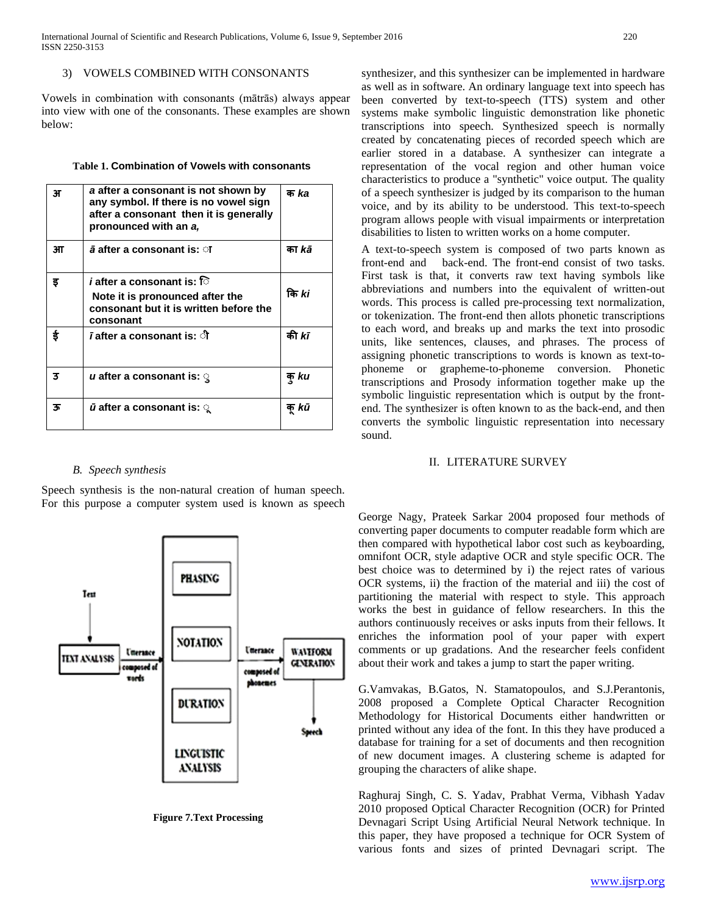### 3) VOWELS COMBINED WITH CONSONANTS

Vowels in combination with consonants (mātrās) always appear into view with one of the consonants. These examples are shown below:

**Table 1. Combination of Vowels with consonants**

| | | |
|---|---|---|
| अ | ***a* after a consonant is not shown by any symbol. If there is no vowel sign after a consonant then it is generally pronounced with an *a*,** | **क *ka*** |
| आ | ***ā* after a consonant is: ा** | **का *kā*** |
| इ | ***i* after a consonant is: ि Note it is pronounced after the consonant but it is written before the consonant** | **कि *ki*** |
| ई | ***ī* after a consonant is: ी** | **की *kī*** |
| उ | ***u* after a consonant is: ु** | **कु *ku*** |
| ऊ | ***ū* after a consonant is: ू** | **कू *kū*** |

### B. Speech synthesis

Speech synthesis is the non-natural creation of human speech. For this purpose a computer system used is known as speech synthesizer, and this synthesizer can be implemented in hardware as well as in software. An ordinary language text into speech has been converted by text-to-speech (TTS) system and other systems make symbolic linguistic demonstration like phonetic transcriptions into speech. Synthesized speech is normally created by concatenating pieces of recorded speech which are earlier stored in a database. A synthesizer can integrate a representation of the vocal region and other human voice characteristics to produce a "synthetic" voice output. The quality of a speech synthesizer is judged by its comparison to the human voice, and by its ability to be understood. This text-to-speech program allows people with visual impairments or interpretation disabilities to listen to written works on a home computer.

A text-to-speech system is composed of two parts known as front-end and back-end. The front-end consist of two tasks. First task is that, it converts raw text having symbols like abbreviations and numbers into the equivalent of written-out words. This process is called pre-processing text normalization, or tokenization. The front-end then allots phonetic transcriptions to each word, and breaks up and marks the text into prosodic units, like sentences, clauses, and phrases. The process of assigning phonetic transcriptions to words is known as text-to-phoneme or grapheme-to-phoneme conversion. Phonetic transcriptions and Prosody information together make up the symbolic linguistic representation which is output by the front-end. The synthesizer is often known to as the back-end, and then converts the symbolic linguistic representation into necessary sound.

**Figure 7.Text Processing**

## II. LITERATURE SURVEY

George Nagy, Prateek Sarkar 2004 proposed four methods of converting paper documents to computer readable form which are then compared with hypothetical labor cost such as keyboarding, omnifont OCR, style adaptive OCR and style specific OCR. The best choice was to determined by i) the reject rates of various OCR systems, ii) the fraction of the material and iii) the cost of partitioning the material with respect to style. This approach works the best in guidance of fellow researchers. In this the authors continuously receives or asks inputs from their fellows. It enriches the information pool of your paper with expert comments or up gradations. And the researcher feels confident about their work and takes a jump to start the paper writing.

G.Vamvakas, B.Gatos, N. Stamatopoulos, and S.J.Perantonis, 2008 proposed a Complete Optical Character Recognition Methodology for Historical Documents either handwritten or printed without any idea of the font. In this they have produced a database for training for a set of documents and then recognition of new document images. A clustering scheme is adapted for grouping the characters of alike shape.

Raghuraj Singh, C. S. Yadav, Prabhat Verma, Vibhash Yadav 2010 proposed Optical Character Recognition (OCR) for Printed Devnagari Script Using Artificial Neural Network technique. In this paper, they have proposed a technique for OCR System of various fonts and sizes of printed Devnagari script. The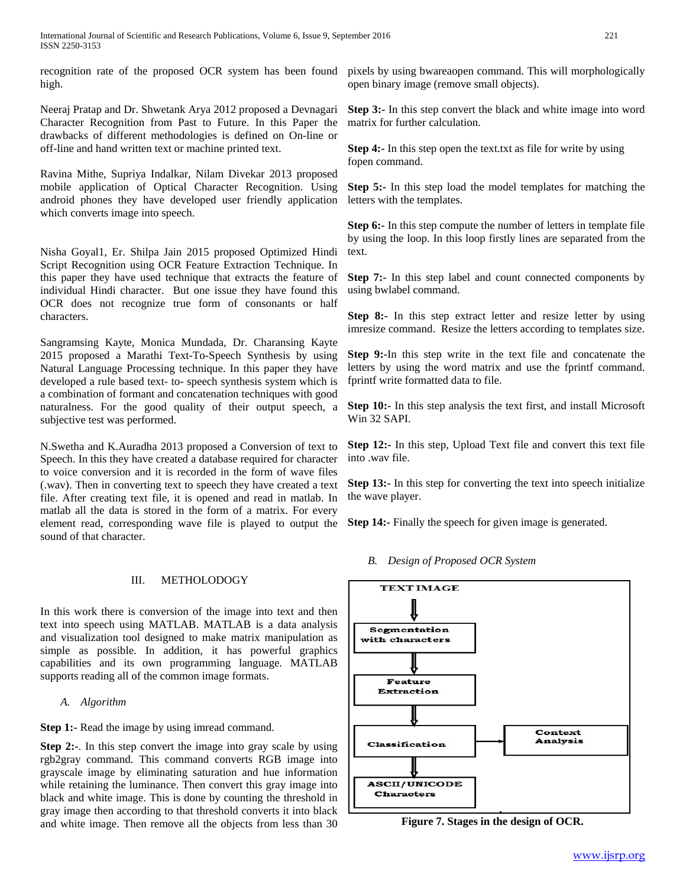recognition rate of the proposed OCR system has been found high.

Neeraj Pratap and Dr. Shwetank Arya 2012 proposed a Devnagari Character Recognition from Past to Future. In this Paper the drawbacks of different methodologies is defined on On-line or off-line and hand written text or machine printed text.

Ravina Mithe, Supriya Indalkar, Nilam Divekar 2013 proposed mobile application of Optical Character Recognition. Using android phones they have developed user friendly application which converts image into speech.

Nisha Goyal1, Er. Shilpa Jain 2015 proposed Optimized Hindi Script Recognition using OCR Feature Extraction Technique. In this paper they have used technique that extracts the feature of individual Hindi character. But one issue they have found this OCR does not recognize true form of consonants or half characters.

Sangramsing Kayte, Monica Mundada, Dr. Charansing Kayte 2015 proposed a Marathi Text-To-Speech Synthesis by using Natural Language Processing technique. In this paper they have developed a rule based text- to- speech synthesis system which is a combination of formant and concatenation techniques with good naturalness. For the good quality of their output speech, a subjective test was performed.

N.Swetha and K.Auradha 2013 proposed a Conversion of text to Speech. In this they have created a database required for character to voice conversion and it is recorded in the form of wave files (.wav). Then in converting text to speech they have created a text file. After creating text file, it is opened and read in matlab. In matlab all the data is stored in the form of a matrix. For every element read, corresponding wave file is played to output the sound of that character.

## III. METHOLODOGY

In this work there is conversion of the image into text and then text into speech using MATLAB. MATLAB is a data analysis and visualization tool designed to make matrix manipulation as simple as possible. In addition, it has powerful graphics capabilities and its own programming language. MATLAB supports reading all of the common image formats.

### *A. Algorithm*

**Step 1:-** Read the image by using imread command.

**Step 2:-**. In this step convert the image into gray scale by using rgb2gray command. This command converts RGB image into grayscale image by eliminating saturation and hue information while retaining the luminance. Then convert this gray image into black and white image. This is done by counting the threshold in gray image then according to that threshold converts it into black and white image. Then remove all the objects from less than 30 pixels by using bwareaopen command. This will morphologically open binary image (remove small objects).

**Step 3:-** In this step convert the black and white image into word matrix for further calculation.

**Step 4:-** In this step open the text.txt as file for write by using fopen command.

**Step 5:-** In this step load the model templates for matching the letters with the templates.

**Step 6:-** In this step compute the number of letters in template file by using the loop. In this loop firstly lines are separated from the text.

**Step 7:-** In this step label and count connected components by using bwlabel command.

**Step 8:-** In this step extract letter and resize letter by using imresize command. Resize the letters according to templates size.

**Step 9:-**In this step write in the text file and concatenate the letters by using the word matrix and use the fprintf command. fprintf write formatted data to file.

**Step 10:-** In this step analysis the text first, and install Microsoft Win 32 SAPI.

**Step 12:-** In this step, Upload Text file and convert this text file into .wav file.

**Step 13:-** In this step for converting the text into speech initialize the wave player.

**Step 14:-** Finally the speech for given image is generated.

### *B. Design of Proposed OCR System*

TEXT IMAGE → Segmentation with characters → Feature Extraction → Classification (→ Context Analysis) → ASCII/UNICODE Characters

**Figure 7. Stages in the design of OCR.**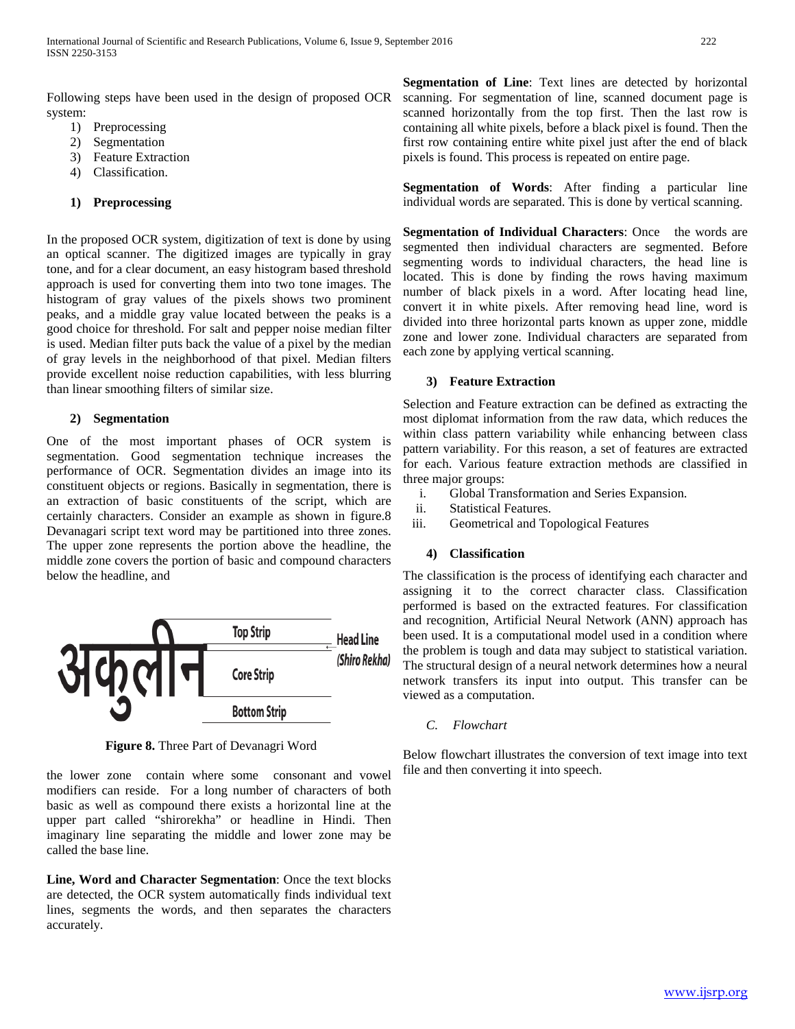Following steps have been used in the design of proposed OCR system:

1) Preprocessing
2) Segmentation
3) Feature Extraction
4) Classification.

**1) Preprocessing**

In the proposed OCR system, digitization of text is done by using an optical scanner. The digitized images are typically in gray tone, and for a clear document, an easy histogram based threshold approach is used for converting them into two tone images. The histogram of gray values of the pixels shows two prominent peaks, and a middle gray value located between the peaks is a good choice for threshold. For salt and pepper noise median filter is used. Median filter puts back the value of a pixel by the median of gray levels in the neighborhood of that pixel. Median filters provide excellent noise reduction capabilities, with less blurring than linear smoothing filters of similar size.

**2) Segmentation**

One of the most important phases of OCR system is segmentation. Good segmentation technique increases the performance of OCR. Segmentation divides an image into its constituent objects or regions. Basically in segmentation, there is an extraction of basic constituents of the script, which are certainly characters. Consider an example as shown in figure.8 Devanagari script text word may be partitioned into three zones. The upper zone represents the portion above the headline, the middle zone covers the portion of basic and compound characters below the headline, and the lower zone contain where some consonant and vowel modifiers can reside. For a long number of characters of both basic as well as compound there exists a horizontal line at the upper part called "shirorekha" or headline in Hindi. Then imaginary line separating the middle and lower zone may be called the base line.

अकुलीन — Top Strip / Head Line (Shiro Rekha) / Core Strip / Bottom Strip

**Figure 8.** Three Part of Devanagri Word

**Line, Word and Character Segmentation**: Once the text blocks are detected, the OCR system automatically finds individual text lines, segments the words, and then separates the characters accurately.

**Segmentation of Line**: Text lines are detected by horizontal scanning. For segmentation of line, scanned document page is scanned horizontally from the top first. Then the last row is containing all white pixels, before a black pixel is found. Then the first row containing entire white pixel just after the end of black pixels is found. This process is repeated on entire page.

**Segmentation of Words**: After finding a particular line individual words are separated. This is done by vertical scanning.

**Segmentation of Individual Characters**: Once the words are segmented then individual characters are segmented. Before segmenting words to individual characters, the head line is located. This is done by finding the rows having maximum number of black pixels in a word. After locating head line, convert it in white pixels. After removing head line, word is divided into three horizontal parts known as upper zone, middle zone and lower zone. Individual characters are separated from each zone by applying vertical scanning.

**3) Feature Extraction**

Selection and Feature extraction can be defined as extracting the most diplomat information from the raw data, which reduces the within class pattern variability while enhancing between class pattern variability. For this reason, a set of features are extracted for each. Various feature extraction methods are classified in three major groups:

i. Global Transformation and Series Expansion.
ii. Statistical Features.
iii. Geometrical and Topological Features

**4) Classification**

The classification is the process of identifying each character and assigning it to the correct character class. Classification performed is based on the extracted features. For classification and recognition, Artificial Neural Network (ANN) approach has been used. It is a computational model used in a condition where the problem is tough and data may subject to statistical variation. The structural design of a neural network determines how a neural network transfers its input into output. This transfer can be viewed as a computation.

*C. Flowchart*

Below flowchart illustrates the conversion of text image into text file and then converting it into speech.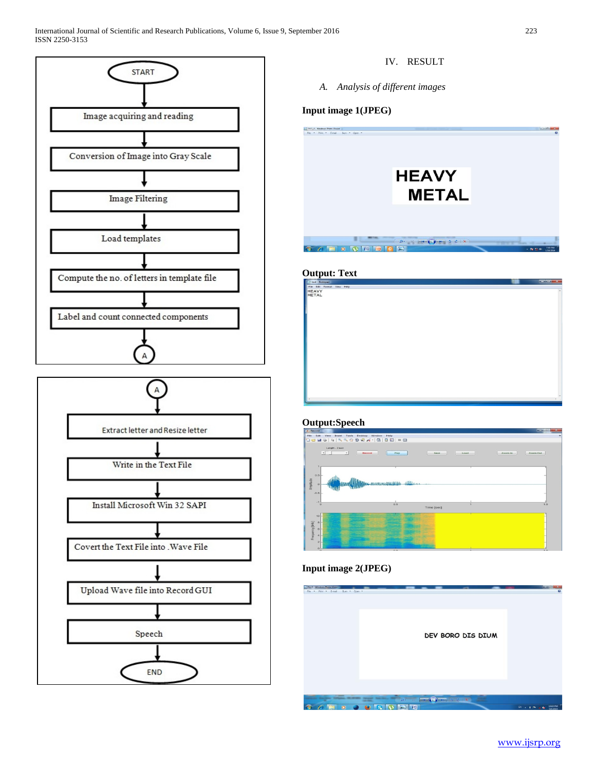START

Image acquiring and reading

Conversion of Image into Gray Scale

Image Filtering

Load templates

Compute the no. of letters in template file

Label and count connected components

A

A

Extract letter and Resize letter

Write in the Text File

Install Microsoft Win 32 SAPI

Covert the Text File into .Wave File

Upload Wave file into Record GUI

Speech

END

## IV. RESULT

### *A. Analysis of different images*

**Input image 1(JPEG)**

HEAVY METAL

**Output: Text**

HEAVY
METAL

**Output:Speech**

**Input image 2(JPEG)**

DEV BORO DIS DIUM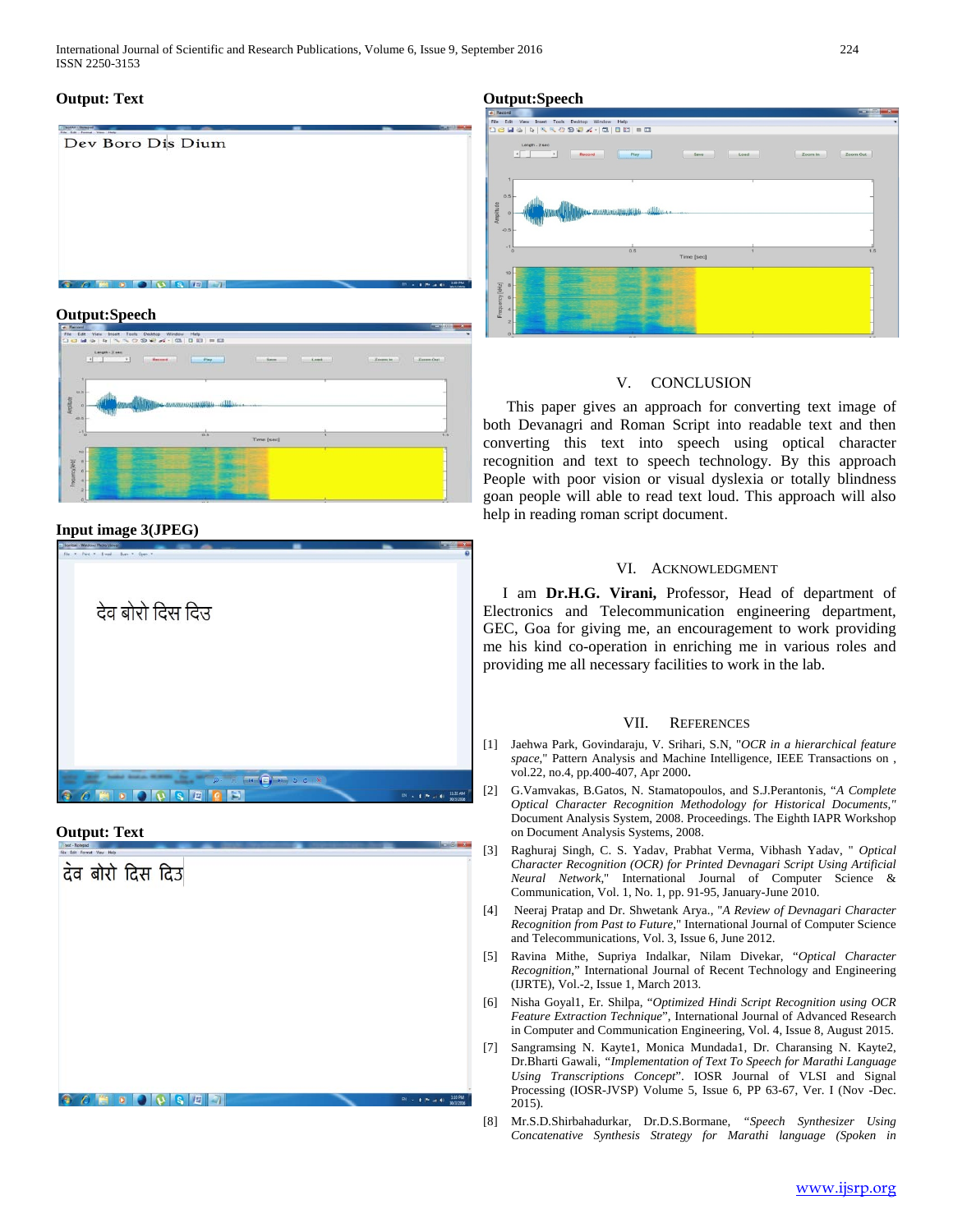**Output: Text**

Dev Boro Dis Dium

**Output:Speech**

**Input image 3(JPEG)**

देव बोरो दिस दिउ

**Output: Text**

देव बोरो दिस दिउ

**Output:Speech**

## V. CONCLUSION

This paper gives an approach for converting text image of both Devanagri and Roman Script into readable text and then converting this text into speech using optical character recognition and text to speech technology. By this approach People with poor vision or visual dyslexia or totally blindness goan people will able to read text loud. This approach will also help in reading roman script document.

## VI. ACKNOWLEDGMENT

I am **Dr.H.G. Virani,** Professor, Head of department of Electronics and Telecommunication engineering department, GEC, Goa for giving me, an encouragement to work providing me his kind co-operation in enriching me in various roles and providing me all necessary facilities to work in the lab.

## VII. REFERENCES

[1] Jaehwa Park, Govindaraju, V. Srihari, S.N, "*OCR in a hierarchical feature space*," Pattern Analysis and Machine Intelligence, IEEE Transactions on , vol.22, no.4, pp.400-407, Apr 2000**.**

[2] G.Vamvakas, B.Gatos, N. Stamatopoulos, and S.J.Perantonis, "*A Complete Optical Character Recognition Methodology for Historical Documents*," Document Analysis System, 2008. Proceedings. The Eighth IAPR Workshop on Document Analysis Systems, 2008.

[3] Raghuraj Singh, C. S. Yadav, Prabhat Verma, Vibhash Yadav, " *Optical Character Recognition (OCR) for Printed Devnagari Script Using Artificial Neural Network*," International Journal of Computer Science & Communication, Vol. 1, No. 1, pp. 91-95, January-June 2010.

[4] Neeraj Pratap and Dr. Shwetank Arya., "*A Review of Devnagari Character Recognition from Past to Future*," International Journal of Computer Science and Telecommunications, Vol. 3, Issue 6, June 2012.

[5] Ravina Mithe, Supriya Indalkar, Nilam Divekar, "*Optical Character Recognition*," International Journal of Recent Technology and Engineering (IJRTE), Vol.-2, Issue 1, March 2013.

[6] Nisha Goyal1, Er. Shilpa, "*Optimized Hindi Script Recognition using OCR Feature Extraction Technique*", International Journal of Advanced Research in Computer and Communication Engineering, Vol. 4, Issue 8, August 2015.

[7] Sangramsing N. Kayte1, Monica Mundada1, Dr. Charansing N. Kayte2, Dr.Bharti Gawali, "*Implementation of Text To Speech for Marathi Language Using Transcriptions Concept*". IOSR Journal of VLSI and Signal Processing (IOSR-JVSP) Volume 5, Issue 6, PP 63-67, Ver. I (Nov -Dec. 2015).

[8] Mr.S.D.Shirbahadurkar, Dr.D.S.Bormane, "*Speech Synthesizer Using Concatenative Synthesis Strategy for Marathi language (Spoken in*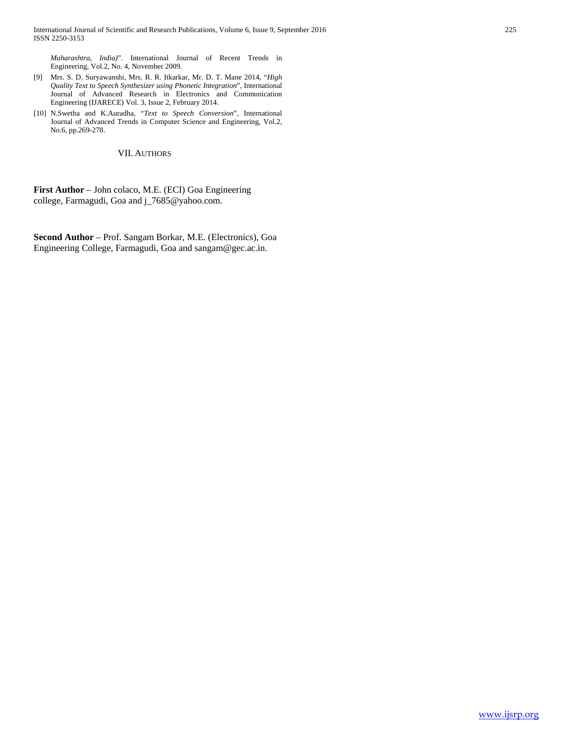*Maharashtra, India)*". International Journal of Recent Trends in Engineering, Vol.2, No. 4, November 2009.

[9] Mrs. S. D. Suryawanshi, Mrs. R. R. Itkarkar, Mr. D. T. Mane 2014, "*High Quality Text to Speech Synthesizer using Phonetic Integration*", International Journal of Advanced Research in Electronics and Communication Engineering (IJARECE) Vol. 3, Issue 2, February 2014.

[10] N.Swetha and K.Auradha, "*Text to Speech Conversion*", International Journal of Advanced Trends in Computer Science and Engineering, Vol.2, No.6, pp.269-278.

## VII. Authors

**First Author** – John colaco, M.E. (ECI) Goa Engineering college, Farmagudi, Goa and j_7685@yahoo.com.

**Second Author** – Prof. Sangam Borkar, M.E. (Electronics), Goa Engineering College, Farmagudi, Goa and sangam@gec.ac.in.